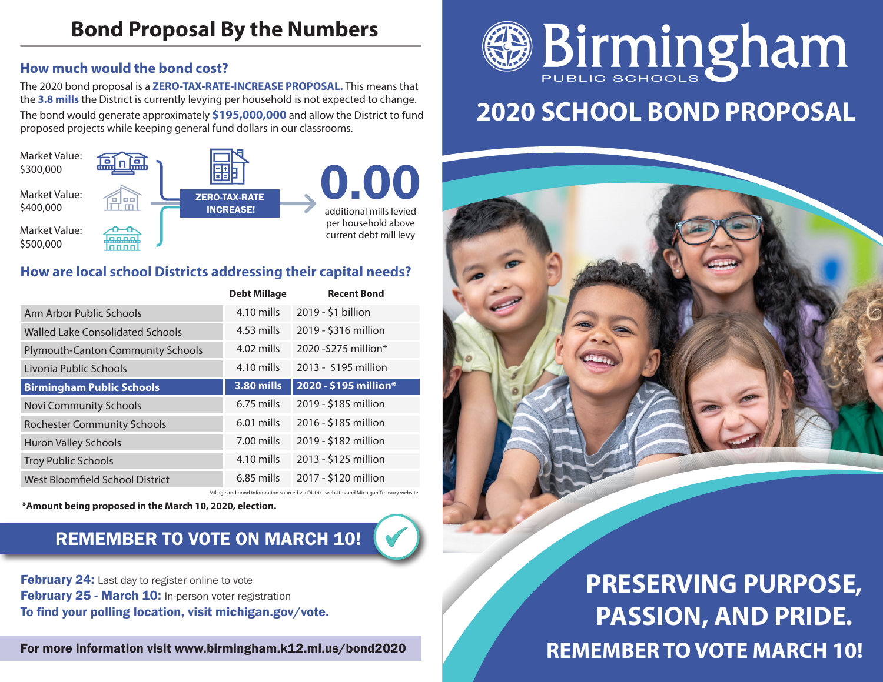# Bond Proposal By the Numbers

## How much would the bond cost?

The 2020 bond proposal is a **ZERO-TAX-RATE-INCREASE PROPOSAL.** This means that the **3.8 mills** the District is currently levying per household is not expected to change.

The bond would generate approximately **$195,000,000** and allow the District to fund proposed projects while keeping general fund dollars in our classrooms.

Market Value: $300,000

Market Value: $400,000

Market Value: $500,000

**ZERO-TAX-RATE INCREASE!**

**0.00** additional mills levied per household above current debt mill levy

## How are local school Districts addressing their capital needs?

| | Debt Millage | Recent Bond |
|---|---|---|
| Ann Arbor Public Schools | 4.10 mills | 2019 - $1 billion |
| Walled Lake Consolidated Schools | 4.53 mills | 2019 - $316 million |
| Plymouth-Canton Community Schools | 4.02 mills | 2020 -$275 million* |
| Livonia Public Schools | 4.10 mills | 2013 - $195 million |
| **Birmingham Public Schools** | **3.80 mills** | **2020 - $195 million*** |
| Novi Community Schools | 6.75 mills | 2019 - $185 million |
| Rochester Community Schools | 6.01 mills | 2016 - $185 million |
| Huron Valley Schools | 7.00 mills | 2019 - $182 million |
| Troy Public Schools | 4.10 mills | 2013 - $125 million |
| West Bloomfield School District | 6.85 mills | 2017 - $120 million |

Millage and bond infomration sourced via District websites and Michigan Treasury website.

**\*Amount being proposed in the March 10, 2020, election.**

## REMEMBER TO VOTE ON MARCH 10!

**February 24:** Last day to register online to vote
**February 25 - March 10:** In-person voter registration
**To find your polling location, visit michigan.gov/vote.**

**For more information visit www.birmingham.k12.mi.us/bond2020**

# Birmingham PUBLIC SCHOOLS

# 2020 SCHOOL BOND PROPOSAL

## PRESERVING PURPOSE, PASSION, AND PRIDE.

**REMEMBER TO VOTE MARCH 10!**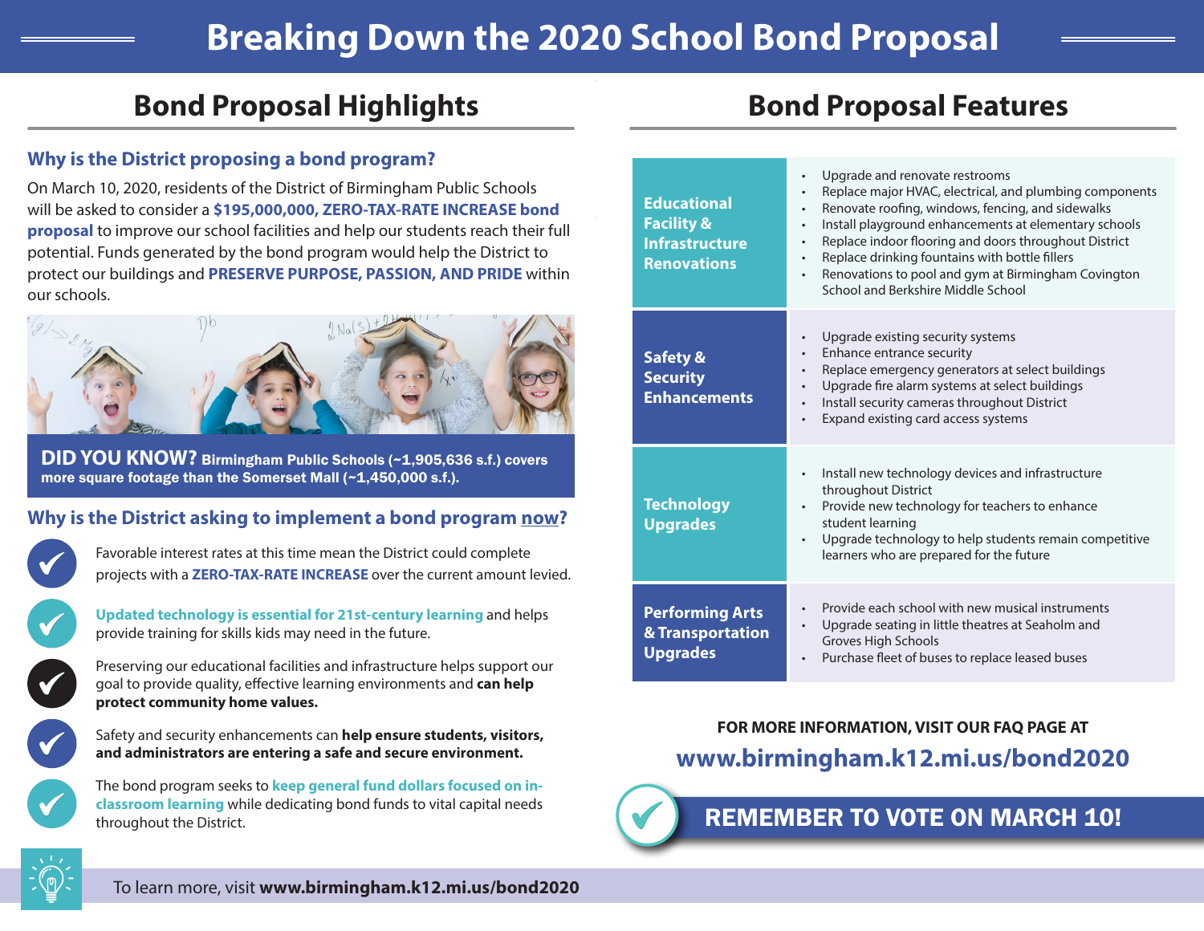# Breaking Down the 2020 School Bond Proposal

## Bond Proposal Highlights

### Why is the District proposing a bond program?

On March 10, 2020, residents of the District of Birmingham Public Schools will be asked to consider a **$195,000,000, ZERO-TAX-RATE INCREASE bond proposal** to improve our school facilities and help our students reach their full potential. Funds generated by the bond program would help the District to protect our buildings and **PRESERVE PURPOSE, PASSION, AND PRIDE** within our schools.

**DID YOU KNOW?** **Birmingham Public Schools (~1,905,636 s.f.) covers more square footage than the Somerset Mall (~1,450,000 s.f.).**

### Why is the District asking to implement a bond program now?

- Favorable interest rates at this time mean the District could complete projects with a **ZERO-TAX-RATE INCREASE** over the current amount levied.
- **Updated technology is essential for 21st-century learning** and helps provide training for skills kids may need in the future.
- Preserving our educational facilities and infrastructure helps support our goal to provide quality, effective learning environments and **can help protect community home values.**
- Safety and security enhancements can **help ensure students, visitors, and administrators are entering a safe and secure environment.**
- The bond program seeks to **keep general fund dollars focused on in-classroom learning** while dedicating bond funds to vital capital needs throughout the District.

To learn more, visit **www.birmingham.k12.mi.us/bond2020**

## Bond Proposal Features

| | |
|---|---|
| **Educational Facility & Infrastructure Renovations** | • Upgrade and renovate restrooms<br>• Replace major HVAC, electrical, and plumbing components<br>• Renovate roofing, windows, fencing, and sidewalks<br>• Install playground enhancements at elementary schools<br>• Replace indoor flooring and doors throughout District<br>• Replace drinking fountains with bottle fillers<br>• Renovations to pool and gym at Birmingham Covington School and Berkshire Middle School |
| **Safety & Security Enhancements** | • Upgrade existing security systems<br>• Enhance entrance security<br>• Replace emergency generators at select buildings<br>• Upgrade fire alarm systems at select buildings<br>• Install security cameras throughout District<br>• Expand existing card access systems |
| **Technology Upgrades** | • Install new technology devices and infrastructure throughout District<br>• Provide new technology for teachers to enhance student learning<br>• Upgrade technology to help students remain competitive learners who are prepared for the future |
| **Performing Arts & Transportation Upgrades** | • Provide each school with new musical instruments<br>• Upgrade seating in little theatres at Seaholm and Groves High Schools<br>• Purchase fleet of buses to replace leased buses |

**FOR MORE INFORMATION, VISIT OUR FAQ PAGE AT**

**www.birmingham.k12.mi.us/bond2020**

**REMEMBER TO VOTE ON MARCH 10!**